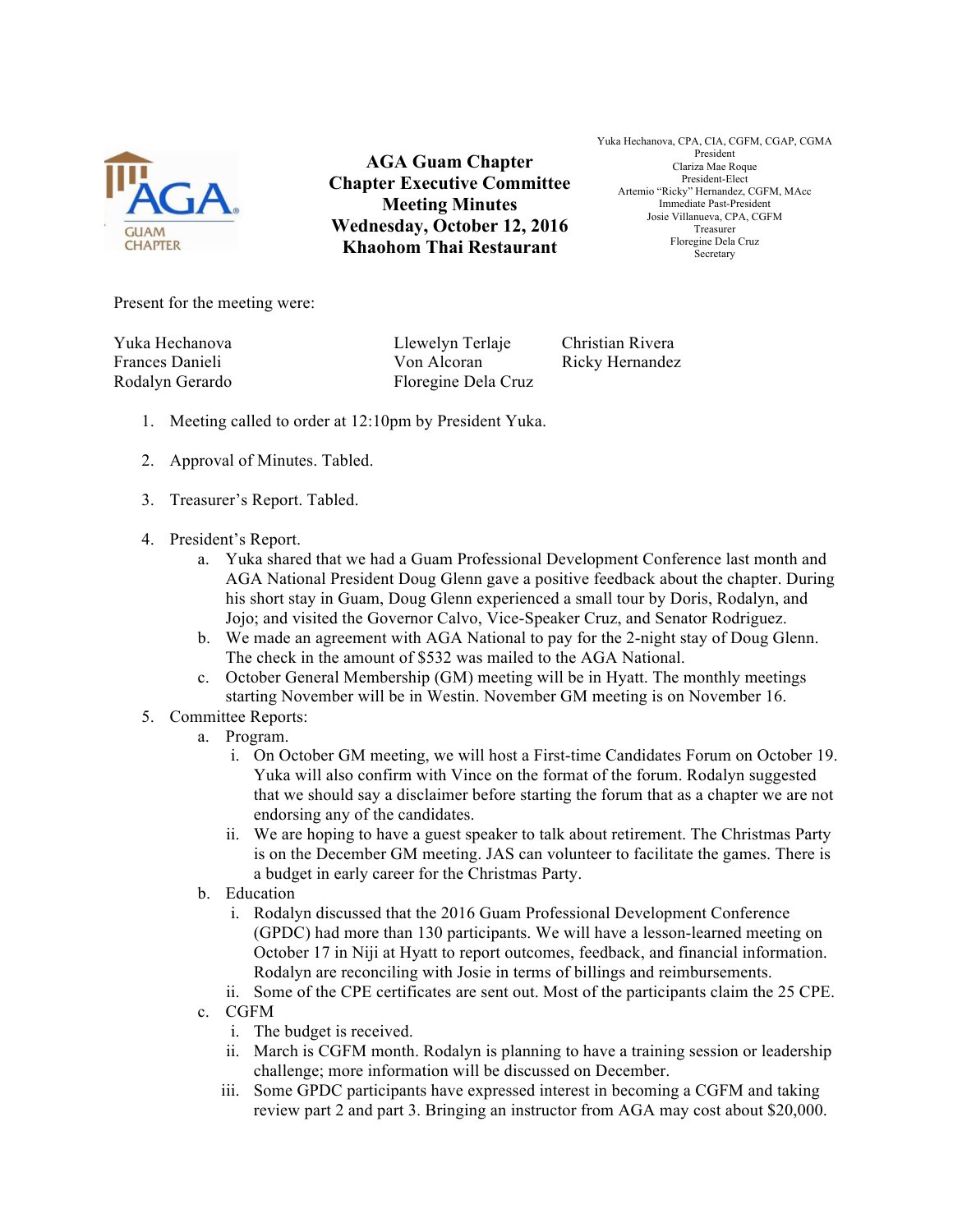# AGA Guam Chapter
## Chapter Executive Committee Meeting Minutes
### Wednesday, October 12, 2016
### Khaohom Thai Restaurant

Yuka Hechanova, CPA, CIA, CGFM, CGAP, CGMA
President
Clariza Mae Roque
President-Elect
Artemio "Ricky" Hernandez, CGFM, MAcc
Immediate Past-President
Josie Villanueva, CPA, CGFM
Treasurer
Floregine Dela Cruz
Secretary

Present for the meeting were:

| | | |
|---|---|---|
| Yuka Hechanova | Llewelyn Terlaje | Christian Rivera |
| Frances Danieli | Von Alcoran | Ricky Hernandez |
| Rodalyn Gerardo | Floregine Dela Cruz | |

1. Meeting called to order at 12:10pm by President Yuka.

2. Approval of Minutes. Tabled.

3. Treasurer's Report. Tabled.

4. President's Report.
   a. Yuka shared that we had a Guam Professional Development Conference last month and AGA National President Doug Glenn gave a positive feedback about the chapter. During his short stay in Guam, Doug Glenn experienced a small tour by Doris, Rodalyn, and Jojo; and visited the Governor Calvo, Vice-Speaker Cruz, and Senator Rodriguez.
   b. We made an agreement with AGA National to pay for the 2-night stay of Doug Glenn. The check in the amount of $532 was mailed to the AGA National.
   c. October General Membership (GM) meeting will be in Hyatt. The monthly meetings starting November will be in Westin. November GM meeting is on November 16.
5. Committee Reports:
   a. Program.
      i. On October GM meeting, we will host a First-time Candidates Forum on October 19. Yuka will also confirm with Vince on the format of the forum. Rodalyn suggested that we should say a disclaimer before starting the forum that as a chapter we are not endorsing any of the candidates.
      ii. We are hoping to have a guest speaker to talk about retirement. The Christmas Party is on the December GM meeting. JAS can volunteer to facilitate the games. There is a budget in early career for the Christmas Party.
   b. Education
      i. Rodalyn discussed that the 2016 Guam Professional Development Conference (GPDC) had more than 130 participants. We will have a lesson-learned meeting on October 17 in Niji at Hyatt to report outcomes, feedback, and financial information. Rodalyn are reconciling with Josie in terms of billings and reimbursements.
      ii. Some of the CPE certificates are sent out. Most of the participants claim the 25 CPE.
   c. CGFM
      i. The budget is received.
      ii. March is CGFM month. Rodalyn is planning to have a training session or leadership challenge; more information will be discussed on December.
      iii. Some GPDC participants have expressed interest in becoming a CGFM and taking review part 2 and part 3. Bringing an instructor from AGA may cost about $20,000.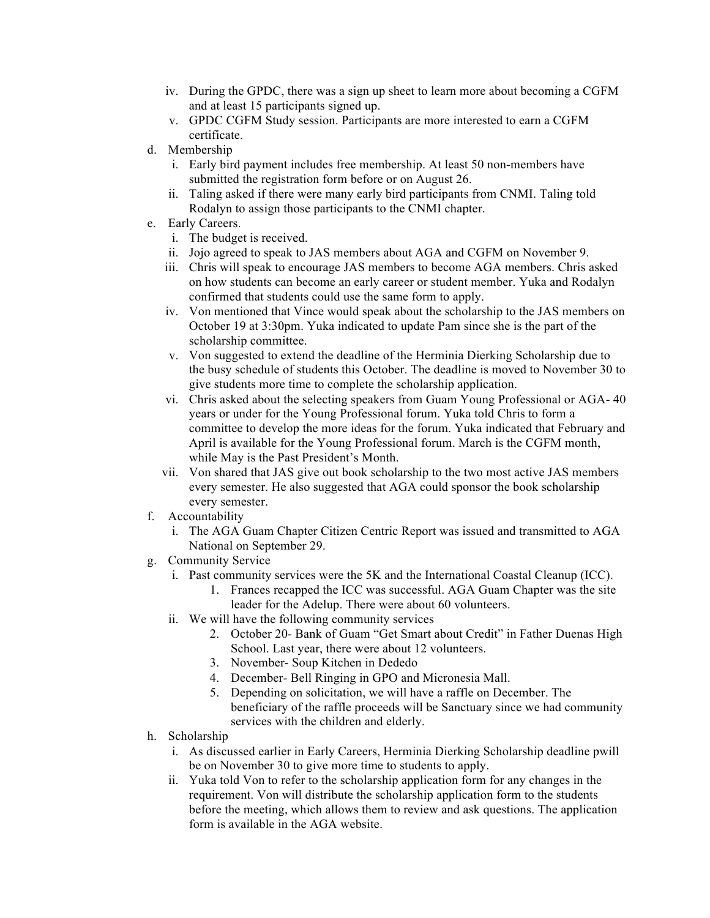iv. During the GPDC, there was a sign up sheet to learn more about becoming a CGFM and at least 15 participants signed up.

v. GPDC CGFM Study session. Participants are more interested to earn a CGFM certificate.

d. Membership

i. Early bird payment includes free membership. At least 50 non-members have submitted the registration form before or on August 26.

ii. Taling asked if there were many early bird participants from CNMI. Taling told Rodalyn to assign those participants to the CNMI chapter.

e. Early Careers.

i. The budget is received.

ii. Jojo agreed to speak to JAS members about AGA and CGFM on November 9.

iii. Chris will speak to encourage JAS members to become AGA members. Chris asked on how students can become an early career or student member. Yuka and Rodalyn confirmed that students could use the same form to apply.

iv. Von mentioned that Vince would speak about the scholarship to the JAS members on October 19 at 3:30pm. Yuka indicated to update Pam since she is the part of the scholarship committee.

v. Von suggested to extend the deadline of the Herminia Dierking Scholarship due to the busy schedule of students this October. The deadline is moved to November 30 to give students more time to complete the scholarship application.

vi. Chris asked about the selecting speakers from Guam Young Professional or AGA- 40 years or under for the Young Professional forum. Yuka told Chris to form a committee to develop the more ideas for the forum. Yuka indicated that February and April is available for the Young Professional forum. March is the CGFM month, while May is the Past President's Month.

vii. Von shared that JAS give out book scholarship to the two most active JAS members every semester. He also suggested that AGA could sponsor the book scholarship every semester.

f. Accountability

i. The AGA Guam Chapter Citizen Centric Report was issued and transmitted to AGA National on September 29.

g. Community Service

i. Past community services were the 5K and the International Coastal Cleanup (ICC).

1. Frances recapped the ICC was successful. AGA Guam Chapter was the site leader for the Adelup. There were about 60 volunteers.

ii. We will have the following community services

2. October 20- Bank of Guam "Get Smart about Credit" in Father Duenas High School. Last year, there were about 12 volunteers.
3. November- Soup Kitchen in Dededo
4. December- Bell Ringing in GPO and Micronesia Mall.
5. Depending on solicitation, we will have a raffle on December. The beneficiary of the raffle proceeds will be Sanctuary since we had community services with the children and elderly.

h. Scholarship

i. As discussed earlier in Early Careers, Herminia Dierking Scholarship deadline pwill be on November 30 to give more time to students to apply.

ii. Yuka told Von to refer to the scholarship application form for any changes in the requirement. Von will distribute the scholarship application form to the students before the meeting, which allows them to review and ask questions. The application form is available in the AGA website.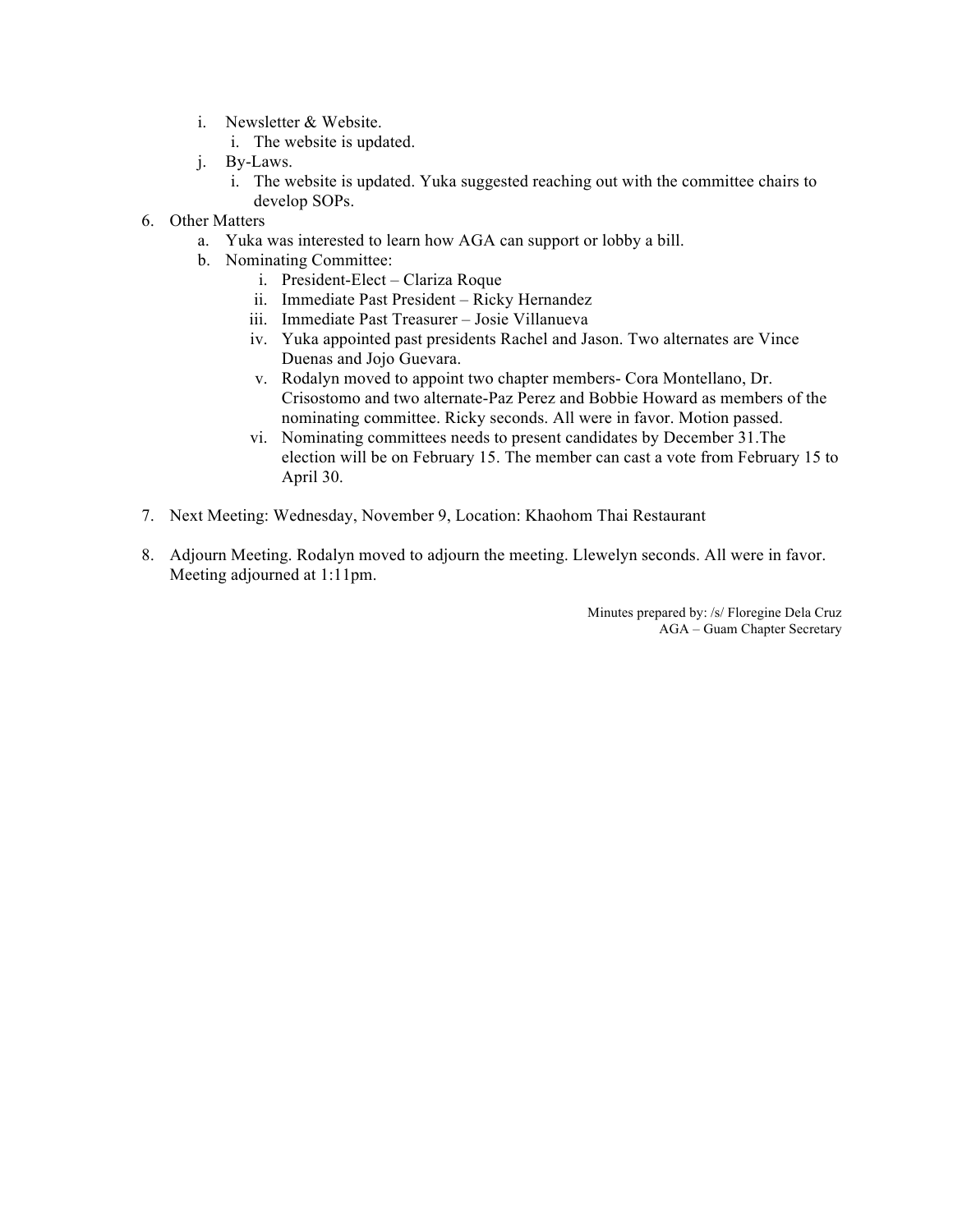i. Newsletter & Website.
    i. The website is updated.
j. By-Laws.
    i. The website is updated. Yuka suggested reaching out with the committee chairs to develop SOPs.

6. Other Matters
    a. Yuka was interested to learn how AGA can support or lobby a bill.
    b. Nominating Committee:
        i. President-Elect – Clariza Roque
        ii. Immediate Past President – Ricky Hernandez
        iii. Immediate Past Treasurer – Josie Villanueva
        iv. Yuka appointed past presidents Rachel and Jason. Two alternates are Vince Duenas and Jojo Guevara.
        v. Rodalyn moved to appoint two chapter members- Cora Montellano, Dr. Crisostomo and two alternate-Paz Perez and Bobbie Howard as members of the nominating committee. Ricky seconds. All were in favor. Motion passed.
        vi. Nominating committees needs to present candidates by December 31.The election will be on February 15. The member can cast a vote from February 15 to April 30.

7. Next Meeting: Wednesday, November 9, Location: Khaohom Thai Restaurant

8. Adjourn Meeting. Rodalyn moved to adjourn the meeting. Llewelyn seconds. All were in favor. Meeting adjourned at 1:11pm.

Minutes prepared by: /s/ Floregine Dela Cruz
AGA – Guam Chapter Secretary